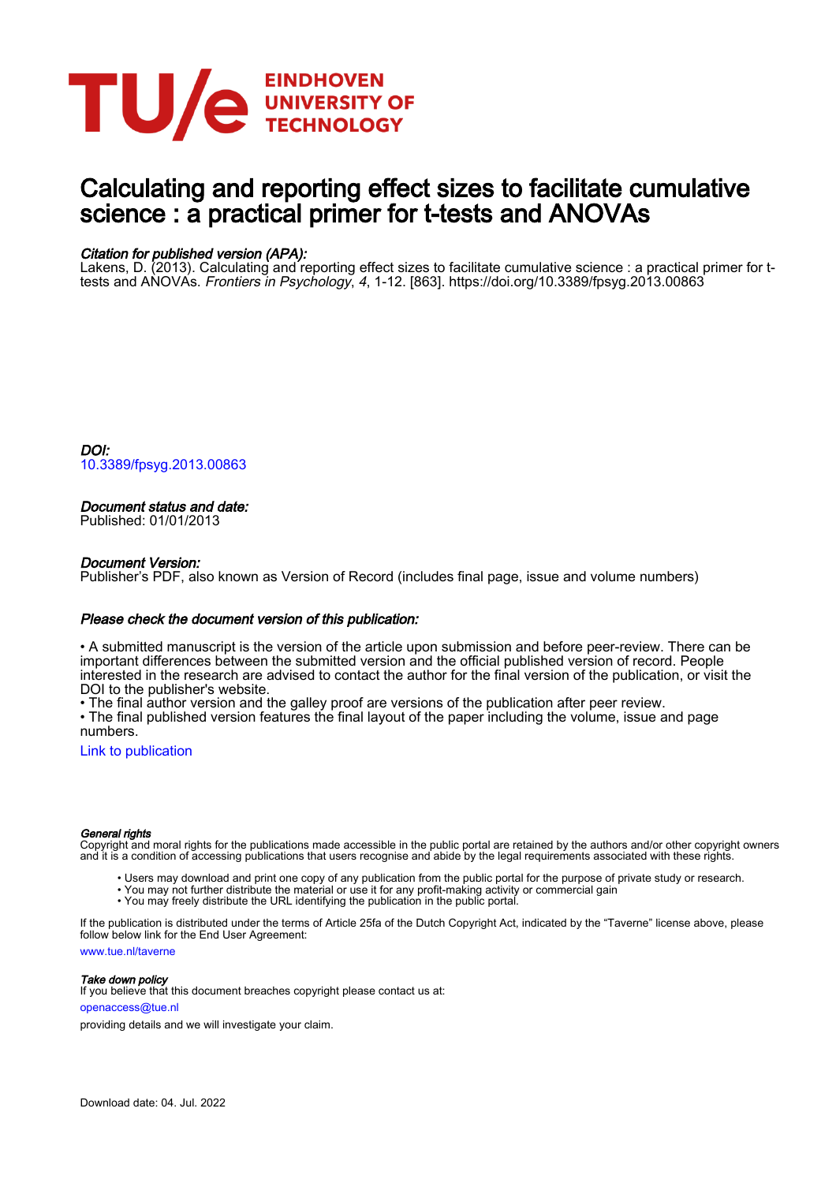# Calculating and reporting effect sizes to facilitate cumulative science : a practical primer for t-tests and ANOVAs

*Citation for published version (APA):*
Lakens, D. (2013). Calculating and reporting effect sizes to facilitate cumulative science : a practical primer for t-tests and ANOVAs. *Frontiers in Psychology*, *4*, 1-12. [863]. https://doi.org/10.3389/fpsyg.2013.00863

*DOI:*
10.3389/fpsyg.2013.00863

*Document status and date:*
Published: 01/01/2013

*Document Version:*
Publisher's PDF, also known as Version of Record (includes final page, issue and volume numbers)

*Please check the document version of this publication:*

• A submitted manuscript is the version of the article upon submission and before peer-review. There can be important differences between the submitted version and the official published version of record. People interested in the research are advised to contact the author for the final version of the publication, or visit the DOI to the publisher's website.
• The final author version and the galley proof are versions of the publication after peer review.
• The final published version features the final layout of the paper including the volume, issue and page numbers.

Link to publication

*General rights*
Copyright and moral rights for the publications made accessible in the public portal are retained by the authors and/or other copyright owners and it is a condition of accessing publications that users recognise and abide by the legal requirements associated with these rights.

• Users may download and print one copy of any publication from the public portal for the purpose of private study or research.
• You may not further distribute the material or use it for any profit-making activity or commercial gain
• You may freely distribute the URL identifying the publication in the public portal.

If the publication is distributed under the terms of Article 25fa of the Dutch Copyright Act, indicated by the "Taverne" license above, please follow below link for the End User Agreement:

www.tue.nl/taverne

*Take down policy*
If you believe that this document breaches copyright please contact us at:

openaccess@tue.nl

providing details and we will investigate your claim.

Download date: 04. Jul. 2022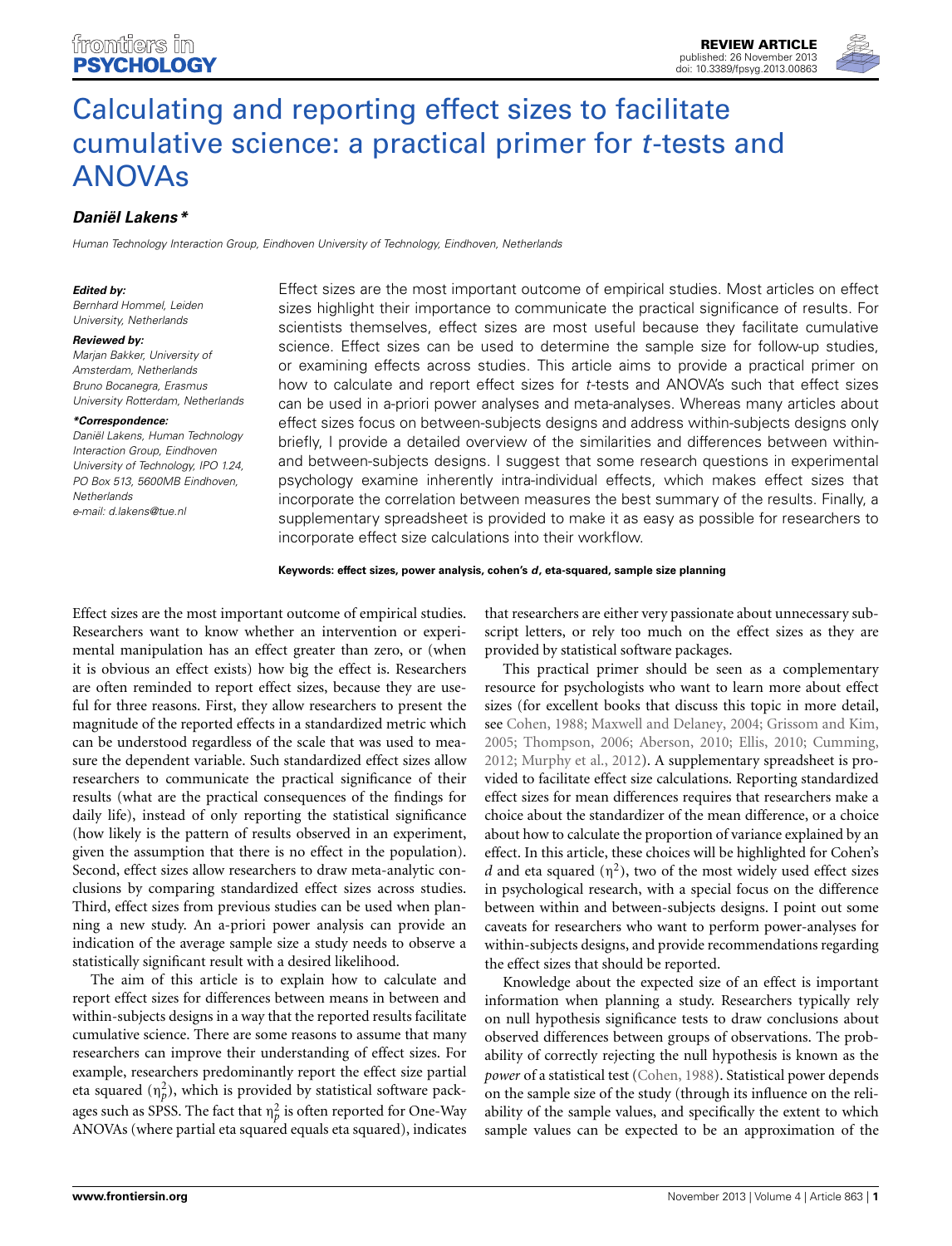# Calculating and reporting effect sizes to facilitate cumulative science: a practical primer for *t*-tests and ANOVAs

***Daniël Lakens****

*Human Technology Interaction Group, Eindhoven University of Technology, Eindhoven, Netherlands*

***Edited by:***
*Bernhard Hommel, Leiden University, Netherlands*

***Reviewed by:***
*Marjan Bakker, University of Amsterdam, Netherlands*
*Bruno Bocanegra, Erasmus University Rotterdam, Netherlands*

***\*Correspondence:***
*Daniël Lakens, Human Technology Interaction Group, Eindhoven University of Technology, IPO 1.24, PO Box 513, 5600MB Eindhoven, Netherlands*
*e-mail: d.lakens@tue.nl*

Effect sizes are the most important outcome of empirical studies. Most articles on effect sizes highlight their importance to communicate the practical significance of results. For scientists themselves, effect sizes are most useful because they facilitate cumulative science. Effect sizes can be used to determine the sample size for follow-up studies, or examining effects across studies. This article aims to provide a practical primer on how to calculate and report effect sizes for *t*-tests and ANOVA's such that effect sizes can be used in a-priori power analyses and meta-analyses. Whereas many articles about effect sizes focus on between-subjects designs and address within-subjects designs only briefly, I provide a detailed overview of the similarities and differences between within- and between-subjects designs. I suggest that some research questions in experimental psychology examine inherently intra-individual effects, which makes effect sizes that incorporate the correlation between measures the best summary of the results. Finally, a supplementary spreadsheet is provided to make it as easy as possible for researchers to incorporate effect size calculations into their workflow.

**Keywords: effect sizes, power analysis, cohen's *d*, eta-squared, sample size planning**

Effect sizes are the most important outcome of empirical studies. Researchers want to know whether an intervention or experimental manipulation has an effect greater than zero, or (when it is obvious an effect exists) how big the effect is. Researchers are often reminded to report effect sizes, because they are useful for three reasons. First, they allow researchers to present the magnitude of the reported effects in a standardized metric which can be understood regardless of the scale that was used to measure the dependent variable. Such standardized effect sizes allow researchers to communicate the practical significance of their results (what are the practical consequences of the findings for daily life), instead of only reporting the statistical significance (how likely is the pattern of results observed in an experiment, given the assumption that there is no effect in the population). Second, effect sizes allow researchers to draw meta-analytic conclusions by comparing standardized effect sizes across studies. Third, effect sizes from previous studies can be used when planning a new study. An a-priori power analysis can provide an indication of the average sample size a study needs to observe a statistically significant result with a desired likelihood.

The aim of this article is to explain how to calculate and report effect sizes for differences between means in between and within-subjects designs in a way that the reported results facilitate cumulative science. There are some reasons to assume that many researchers can improve their understanding of effect sizes. For example, researchers predominantly report the effect size partial eta squared ($\eta_p^2$), which is provided by statistical software packages such as SPSS. The fact that $\eta_p^2$ is often reported for One-Way ANOVAs (where partial eta squared equals eta squared), indicates that researchers are either very passionate about unnecessary subscript letters, or rely too much on the effect sizes as they are provided by statistical software packages.

This practical primer should be seen as a complementary resource for psychologists who want to learn more about effect sizes (for excellent books that discuss this topic in more detail, see Cohen, 1988; Maxwell and Delaney, 2004; Grissom and Kim, 2005; Thompson, 2006; Aberson, 2010; Ellis, 2010; Cumming, 2012; Murphy et al., 2012). A supplementary spreadsheet is provided to facilitate effect size calculations. Reporting standardized effect sizes for mean differences requires that researchers make a choice about the standardizer of the mean difference, or a choice about how to calculate the proportion of variance explained by an effect. In this article, these choices will be highlighted for Cohen's $d$ and eta squared ($\eta^2$), two of the most widely used effect sizes in psychological research, with a special focus on the difference between within and between-subjects designs. I point out some caveats for researchers who want to perform power-analyses for within-subjects designs, and provide recommendations regarding the effect sizes that should be reported.

Knowledge about the expected size of an effect is important information when planning a study. Researchers typically rely on null hypothesis significance tests to draw conclusions about observed differences between groups of observations. The probability of correctly rejecting the null hypothesis is known as the *power* of a statistical test (Cohen, 1988). Statistical power depends on the sample size of the study (through its influence on the reliability of the sample values, and specifically the extent to which sample values can be expected to be an approximation of the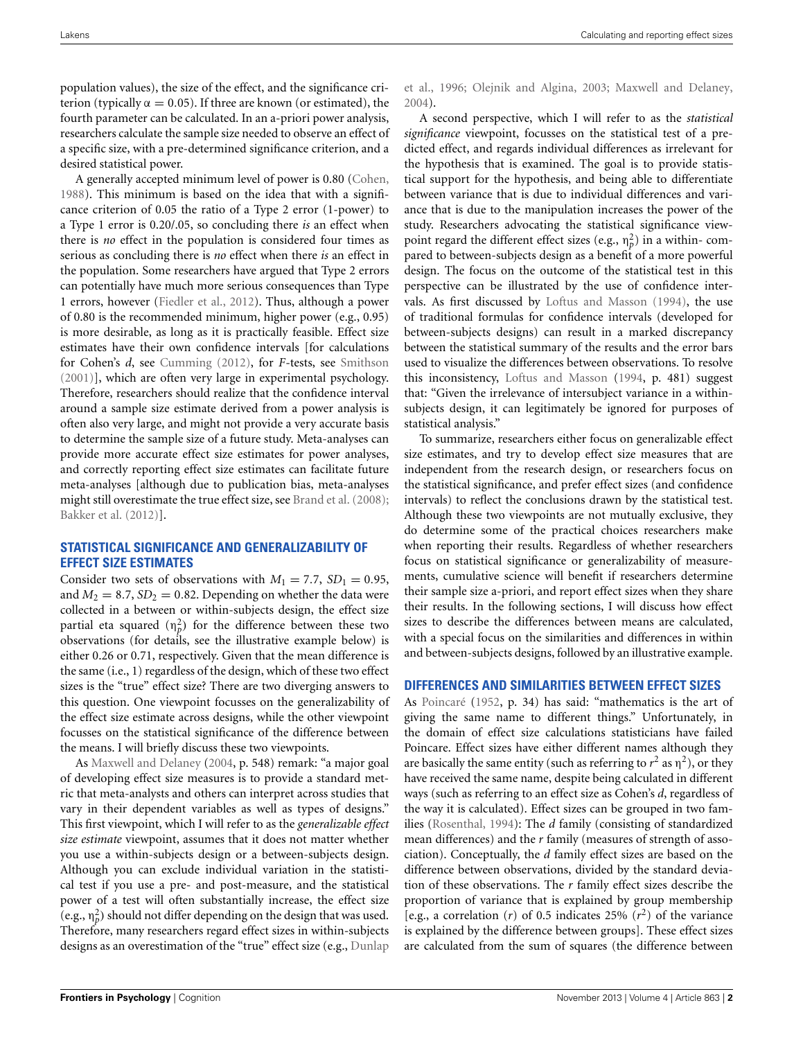population values), the size of the effect, and the significance criterion (typically $\alpha = 0.05$). If three are known (or estimated), the fourth parameter can be calculated. In an a-priori power analysis, researchers calculate the sample size needed to observe an effect of a specific size, with a pre-determined significance criterion, and a desired statistical power.

A generally accepted minimum level of power is 0.80 (Cohen, 1988). This minimum is based on the idea that with a significance criterion of 0.05 the ratio of a Type 2 error (1-power) to a Type 1 error is 0.20/.05, so concluding there *is* an effect when there is *no* effect in the population is considered four times as serious as concluding there is *no* effect when there *is* an effect in the population. Some researchers have argued that Type 2 errors can potentially have much more serious consequences than Type 1 errors, however (Fiedler et al., 2012). Thus, although a power of 0.80 is the recommended minimum, higher power (e.g., 0.95) is more desirable, as long as it is practically feasible. Effect size estimates have their own confidence intervals [for calculations for Cohen's *d*, see Cumming (2012), for *F*-tests, see Smithson (2001)], which are often very large in experimental psychology. Therefore, researchers should realize that the confidence interval around a sample size estimate derived from a power analysis is often also very large, and might not provide a very accurate basis to determine the sample size of a future study. Meta-analyses can provide more accurate effect size estimates for power analyses, and correctly reporting effect size estimates can facilitate future meta-analyses [although due to publication bias, meta-analyses might still overestimate the true effect size, see Brand et al. (2008); Bakker et al. (2012)].

## STATISTICAL SIGNIFICANCE AND GENERALIZABILITY OF EFFECT SIZE ESTIMATES

Consider two sets of observations with $M_1 = 7.7$, $SD_1 = 0.95$, and $M_2 = 8.7$, $SD_2 = 0.82$. Depending on whether the data were collected in a between or within-subjects design, the effect size partial eta squared ($\eta_p^2$) for the difference between these two observations (for details, see the illustrative example below) is either 0.26 or 0.71, respectively. Given that the mean difference is the same (i.e., 1) regardless of the design, which of these two effect sizes is the "true" effect size? There are two diverging answers to this question. One viewpoint focusses on the generalizability of the effect size estimate across designs, while the other viewpoint focusses on the statistical significance of the difference between the means. I will briefly discuss these two viewpoints.

As Maxwell and Delaney (2004, p. 548) remark: "a major goal of developing effect size measures is to provide a standard metric that meta-analysts and others can interpret across studies that vary in their dependent variables as well as types of designs." This first viewpoint, which I will refer to as the *generalizable effect size estimate* viewpoint, assumes that it does not matter whether you use a within-subjects design or a between-subjects design. Although you can exclude individual variation in the statistical test if you use a pre- and post-measure, and the statistical power of a test will often substantially increase, the effect size (e.g., $\eta_p^2$) should not differ depending on the design that was used. Therefore, many researchers regard effect sizes in within-subjects designs as an overestimation of the "true" effect size (e.g., Dunlap et al., 1996; Olejnik and Algina, 2003; Maxwell and Delaney, 2004).

A second perspective, which I will refer to as the *statistical significance* viewpoint, focusses on the statistical test of a predicted effect, and regards individual differences as irrelevant for the hypothesis that is examined. The goal is to provide statistical support for the hypothesis, and being able to differentiate between variance that is due to individual differences and variance that is due to the manipulation increases the power of the study. Researchers advocating the statistical significance viewpoint regard the different effect sizes (e.g., $\eta_p^2$) in a within- compared to between-subjects design as a benefit of a more powerful design. The focus on the outcome of the statistical test in this perspective can be illustrated by the use of confidence intervals. As first discussed by Loftus and Masson (1994), the use of traditional formulas for confidence intervals (developed for between-subjects designs) can result in a marked discrepancy between the statistical summary of the results and the error bars used to visualize the differences between observations. To resolve this inconsistency, Loftus and Masson (1994, p. 481) suggest that: "Given the irrelevance of intersubject variance in a within-subjects design, it can legitimately be ignored for purposes of statistical analysis."

To summarize, researchers either focus on generalizable effect size estimates, and try to develop effect size measures that are independent from the research design, or researchers focus on the statistical significance, and prefer effect sizes (and confidence intervals) to reflect the conclusions drawn by the statistical test. Although these two viewpoints are not mutually exclusive, they do determine some of the practical choices researchers make when reporting their results. Regardless of whether researchers focus on statistical significance or generalizability of measurements, cumulative science will benefit if researchers determine their sample size a-priori, and report effect sizes when they share their results. In the following sections, I will discuss how effect sizes to describe the differences between means are calculated, with a special focus on the similarities and differences in within and between-subjects designs, followed by an illustrative example.

## DIFFERENCES AND SIMILARITIES BETWEEN EFFECT SIZES

As Poincaré (1952, p. 34) has said: "mathematics is the art of giving the same name to different things." Unfortunately, in the domain of effect size calculations statisticians have failed Poincare. Effect sizes have either different names although they are basically the same entity (such as referring to $r^2$ as $\eta^2$), or they have received the same name, despite being calculated in different ways (such as referring to an effect size as Cohen's *d*, regardless of the way it is calculated). Effect sizes can be grouped in two families (Rosenthal, 1994): The *d* family (consisting of standardized mean differences) and the *r* family (measures of strength of association). Conceptually, the *d* family effect sizes are based on the difference between observations, divided by the standard deviation of these observations. The *r* family effect sizes describe the proportion of variance that is explained by group membership [e.g., a correlation ($r$) of 0.5 indicates 25% ($r^2$) of the variance is explained by the difference between groups]. These effect sizes are calculated from the sum of squares (the difference between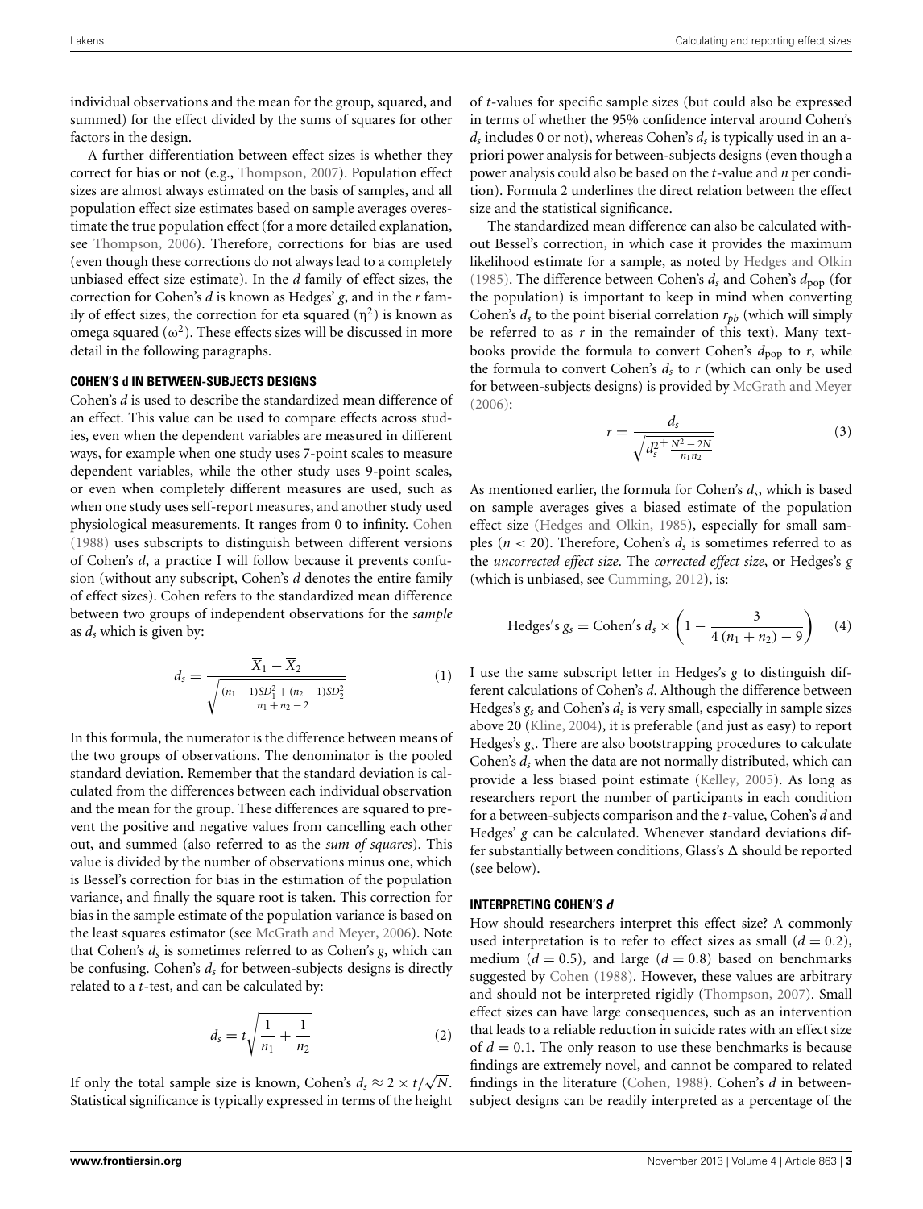individual observations and the mean for the group, squared, and summed) for the effect divided by the sums of squares for other factors in the design.

A further differentiation between effect sizes is whether they correct for bias or not (e.g., Thompson, 2007). Population effect sizes are almost always estimated on the basis of samples, and all population effect size estimates based on sample averages overestimate the true population effect (for a more detailed explanation, see Thompson, 2006). Therefore, corrections for bias are used (even though these corrections do not always lead to a completely unbiased effect size estimate). In the *d* family of effect sizes, the correction for Cohen's *d* is known as Hedges' *g*, and in the *r* family of effect sizes, the correction for eta squared ($\eta^2$) is known as omega squared ($\omega^2$). These effects sizes will be discussed in more detail in the following paragraphs.

### COHEN'S d IN BETWEEN-SUBJECTS DESIGNS

Cohen's *d* is used to describe the standardized mean difference of an effect. This value can be used to compare effects across studies, even when the dependent variables are measured in different ways, for example when one study uses 7-point scales to measure dependent variables, while the other study uses 9-point scales, or even when completely different measures are used, such as when one study uses self-report measures, and another study used physiological measurements. It ranges from 0 to infinity. Cohen (1988) uses subscripts to distinguish between different versions of Cohen's *d*, a practice I will follow because it prevents confusion (without any subscript, Cohen's *d* denotes the entire family of effect sizes). Cohen refers to the standardized mean difference between two groups of independent observations for the *sample* as $d_s$ which is given by:

$$d_s = \frac{\overline{X}_1 - \overline{X}_2}{\sqrt{\frac{(n_1 - 1)SD_1^2 + (n_2 - 1)SD_2^2}{n_1 + n_2 - 2}}} \tag{1}$$

In this formula, the numerator is the difference between means of the two groups of observations. The denominator is the pooled standard deviation. Remember that the standard deviation is calculated from the differences between each individual observation and the mean for the group. These differences are squared to prevent the positive and negative values from cancelling each other out, and summed (also referred to as the *sum of squares*). This value is divided by the number of observations minus one, which is Bessel's correction for bias in the estimation of the population variance, and finally the square root is taken. This correction for bias in the sample estimate of the population variance is based on the least squares estimator (see McGrath and Meyer, 2006). Note that Cohen's $d_s$ is sometimes referred to as Cohen's *g*, which can be confusing. Cohen's $d_s$ for between-subjects designs is directly related to a *t*-test, and can be calculated by:

$$d_s = t\sqrt{\frac{1}{n_1} + \frac{1}{n_2}} \tag{2}$$

If only the total sample size is known, Cohen's $d_s \approx 2 \times t/\sqrt{N}$. Statistical significance is typically expressed in terms of the height of *t*-values for specific sample sizes (but could also be expressed in terms of whether the 95% confidence interval around Cohen's $d_s$ includes 0 or not), whereas Cohen's $d_s$ is typically used in an a-priori power analysis for between-subjects designs (even though a power analysis could also be based on the *t*-value and *n* per condition). Formula 2 underlines the direct relation between the effect size and the statistical significance.

The standardized mean difference can also be calculated without Bessel's correction, in which case it provides the maximum likelihood estimate for a sample, as noted by Hedges and Olkin (1985). The difference between Cohen's $d_s$ and Cohen's $d_{pop}$ (for the population) is important to keep in mind when converting Cohen's $d_s$ to the point biserial correlation $r_{pb}$ (which will simply be referred to as *r* in the remainder of this text). Many textbooks provide the formula to convert Cohen's $d_{pop}$ to *r*, while the formula to convert Cohen's $d_s$ to *r* (which can only be used for between-subjects designs) is provided by McGrath and Meyer (2006):

$$r = \frac{d_s}{\sqrt{d_s^2 + \frac{N^2 - 2N}{n_1 n_2}}} \tag{3}$$

As mentioned earlier, the formula for Cohen's $d_s$, which is based on sample averages gives a biased estimate of the population effect size (Hedges and Olkin, 1985), especially for small samples ($n < 20$). Therefore, Cohen's $d_s$ is sometimes referred to as the *uncorrected effect size*. The *corrected effect size*, or Hedges's *g* (which is unbiased, see Cumming, 2012), is:

$$\text{Hedges's } g_s = \text{Cohen's } d_s \times \left(1 - \frac{3}{4(n_1 + n_2) - 9}\right) \tag{4}$$

I use the same subscript letter in Hedges's *g* to distinguish different calculations of Cohen's *d*. Although the difference between Hedges's $g_s$ and Cohen's $d_s$ is very small, especially in sample sizes above 20 (Kline, 2004), it is preferable (and just as easy) to report Hedges's $g_s$. There are also bootstrapping procedures to calculate Cohen's $d_s$ when the data are not normally distributed, which can provide a less biased point estimate (Kelley, 2005). As long as researchers report the number of participants in each condition for a between-subjects comparison and the *t*-value, Cohen's *d* and Hedges' *g* can be calculated. Whenever standard deviations differ substantially between conditions, Glass's $\Delta$ should be reported (see below).

### INTERPRETING COHEN'S d

How should researchers interpret this effect size? A commonly used interpretation is to refer to effect sizes as small ($d = 0.2$), medium ($d = 0.5$), and large ($d = 0.8$) based on benchmarks suggested by Cohen (1988). However, these values are arbitrary and should not be interpreted rigidly (Thompson, 2007). Small effect sizes can have large consequences, such as an intervention that leads to a reliable reduction in suicide rates with an effect size of $d = 0.1$. The only reason to use these benchmarks is because findings are extremely novel, and cannot be compared to related findings in the literature (Cohen, 1988). Cohen's *d* in between-subject designs can be readily interpreted as a percentage of the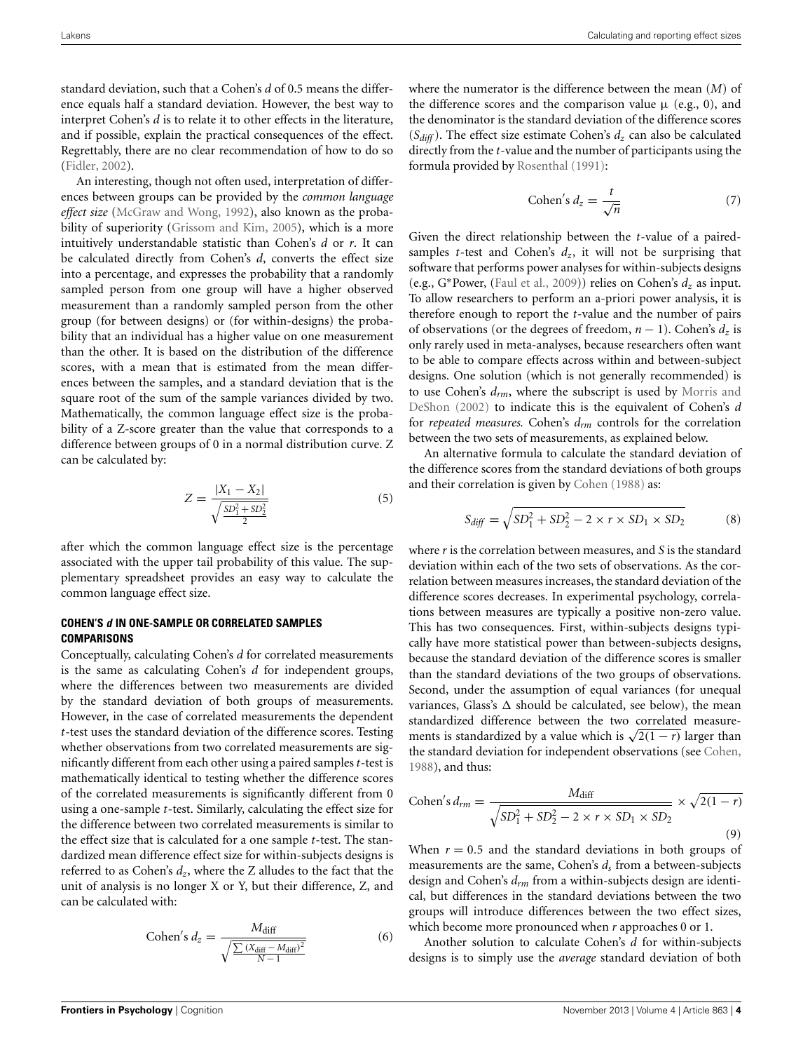standard deviation, such that a Cohen's *d* of 0.5 means the difference equals half a standard deviation. However, the best way to interpret Cohen's *d* is to relate it to other effects in the literature, and if possible, explain the practical consequences of the effect. Regrettably, there are no clear recommendation of how to do so (Fidler, 2002).

An interesting, though not often used, interpretation of differences between groups can be provided by the *common language effect size* (McGraw and Wong, 1992), also known as the probability of superiority (Grissom and Kim, 2005), which is a more intuitively understandable statistic than Cohen's *d* or *r*. It can be calculated directly from Cohen's *d*, converts the effect size into a percentage, and expresses the probability that a randomly sampled person from one group will have a higher observed measurement than a randomly sampled person from the other group (for between designs) or (for within-designs) the probability that an individual has a higher value on one measurement than the other. It is based on the distribution of the difference scores, with a mean that is estimated from the mean differences between the samples, and a standard deviation that is the square root of the sum of the sample variances divided by two. Mathematically, the common language effect size is the probability of a Z-score greater than the value that corresponds to a difference between groups of 0 in a normal distribution curve. Z can be calculated by:

$$Z = \frac{|X_1 - X_2|}{\sqrt{\frac{SD_1^2 + SD_2^2}{2}}} \tag{5}$$

after which the common language effect size is the percentage associated with the upper tail probability of this value. The supplementary spreadsheet provides an easy way to calculate the common language effect size.

### COHEN'S *d* IN ONE-SAMPLE OR CORRELATED SAMPLES COMPARISONS

Conceptually, calculating Cohen's *d* for correlated measurements is the same as calculating Cohen's *d* for independent groups, where the differences between two measurements are divided by the standard deviation of both groups of measurements. However, in the case of correlated measurements the dependent *t*-test uses the standard deviation of the difference scores. Testing whether observations from two correlated measurements are significantly different from each other using a paired samples *t*-test is mathematically identical to testing whether the difference scores of the correlated measurements is significantly different from 0 using a one-sample *t*-test. Similarly, calculating the effect size for the difference between two correlated measurements is similar to the effect size that is calculated for a one sample *t*-test. The standardized mean difference effect size for within-subjects designs is referred to as Cohen's $d_z$, where the Z alludes to the fact that the unit of analysis is no longer X or Y, but their difference, Z, and can be calculated with:

$$\text{Cohen's } d_z = \frac{M_{\text{diff}}}{\sqrt{\frac{\sum (X_{\text{diff}} - M_{\text{diff}})^2}{N-1}}} \tag{6}$$

where the numerator is the difference between the mean (*M*) of the difference scores and the comparison value μ (e.g., 0), and the denominator is the standard deviation of the difference scores ($S_{diff}$). The effect size estimate Cohen's $d_z$ can also be calculated directly from the *t*-value and the number of participants using the formula provided by Rosenthal (1991):

$$\text{Cohen's } d_z = \frac{t}{\sqrt{n}} \tag{7}$$

Given the direct relationship between the *t*-value of a paired-samples *t*-test and Cohen's $d_z$, it will not be surprising that software that performs power analyses for within-subjects designs (e.g., G*Power, (Faul et al., 2009)) relies on Cohen's $d_z$ as input. To allow researchers to perform an a-priori power analysis, it is therefore enough to report the *t*-value and the number of pairs of observations (or the degrees of freedom, $n - 1$). Cohen's $d_z$ is only rarely used in meta-analyses, because researchers often want to be able to compare effects across within and between-subject designs. One solution (which is not generally recommended) is to use Cohen's $d_{rm}$, where the subscript is used by Morris and DeShon (2002) to indicate this is the equivalent of Cohen's *d* for *repeated measures.* Cohen's $d_{rm}$ controls for the correlation between the two sets of measurements, as explained below.

An alternative formula to calculate the standard deviation of the difference scores from the standard deviations of both groups and their correlation is given by Cohen (1988) as:

$$S_{diff} = \sqrt{SD_1^2 + SD_2^2 - 2 \times r \times SD_1 \times SD_2} \tag{8}$$

where *r* is the correlation between measures, and *S* is the standard deviation within each of the two sets of observations. As the correlation between measures increases, the standard deviation of the difference scores decreases. In experimental psychology, correlations between measures are typically a positive non-zero value. This has two consequences. First, within-subjects designs typically have more statistical power than between-subjects designs, because the standard deviation of the difference scores is smaller than the standard deviations of the two groups of observations. Second, under the assumption of equal variances (for unequal variances, Glass's Δ should be calculated, see below), the mean standardized difference between the two correlated measurements is standardized by a value which is $\sqrt{2(1-r)}$ larger than the standard deviation for independent observations (see Cohen, 1988), and thus:

$$\text{Cohen's } d_{rm} = \frac{M_{\text{diff}}}{\sqrt{SD_1^2 + SD_2^2 - 2 \times r \times SD_1 \times SD_2}} \times \sqrt{2(1-r)} \tag{9}$$

When $r = 0.5$ and the standard deviations in both groups of measurements are the same, Cohen's $d_s$ from a between-subjects design and Cohen's $d_{rm}$ from a within-subjects design are identical, but differences in the standard deviations between the two groups will introduce differences between the two effect sizes, which become more pronounced when *r* approaches 0 or 1.

Another solution to calculate Cohen's *d* for within-subjects designs is to simply use the *average* standard deviation of both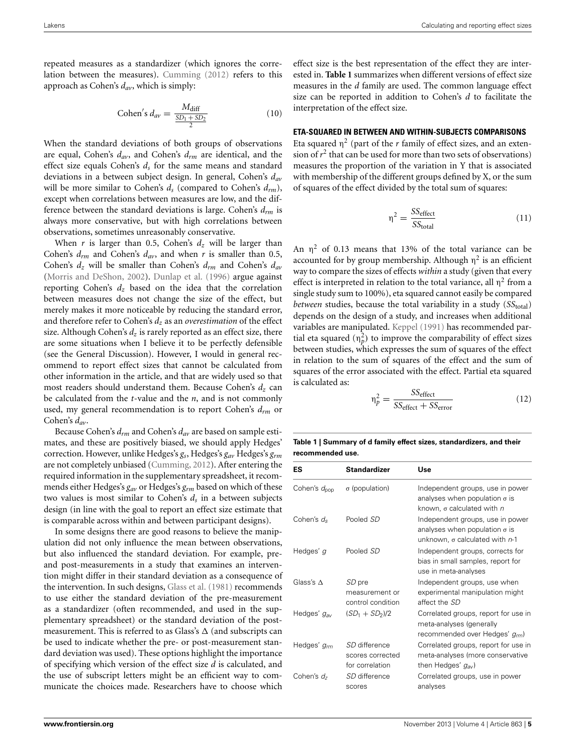repeated measures as a standardizer (which ignores the correlation between the measures). Cumming (2012) refers to this approach as Cohen's $d_{av}$, which is simply:

$$\text{Cohen's } d_{av} = \frac{M_{\text{diff}}}{\frac{SD_1 + SD_2}{2}} \tag{10}$$

When the standard deviations of both groups of observations are equal, Cohen's $d_{av}$, and Cohen's $d_{rm}$ are identical, and the effect size equals Cohen's $d_s$ for the same means and standard deviations in a between subject design. In general, Cohen's $d_{av}$ will be more similar to Cohen's $d_s$ (compared to Cohen's $d_{rm}$), except when correlations between measures are low, and the difference between the standard deviations is large. Cohen's $d_{rm}$ is always more conservative, but with high correlations between observations, sometimes unreasonably conservative.

When $r$ is larger than 0.5, Cohen's $d_z$ will be larger than Cohen's $d_{rm}$ and Cohen's $d_{av}$, and when $r$ is smaller than 0.5, Cohen's $d_z$ will be smaller than Cohen's $d_{rm}$ and Cohen's $d_{av}$ (Morris and DeShon, 2002). Dunlap et al. (1996) argue against reporting Cohen's $d_z$ based on the idea that the correlation between measures does not change the size of the effect, but merely makes it more noticeable by reducing the standard error, and therefore refer to Cohen's $d_z$ as an *overestimation* of the effect size. Although Cohen's $d_z$ is rarely reported as an effect size, there are some situations when I believe it to be perfectly defensible (see the General Discussion). However, I would in general recommend to report effect sizes that cannot be calculated from other information in the article, and that are widely used so that most readers should understand them. Because Cohen's $d_z$ can be calculated from the $t$-value and the $n$, and is not commonly used, my general recommendation is to report Cohen's $d_{rm}$ or Cohen's $d_{av}$.

Because Cohen's $d_{rm}$ and Cohen's $d_{av}$ are based on sample estimates, and these are positively biased, we should apply Hedges' correction. However, unlike Hedges's $g_s$, Hedges's $g_{av}$ Hedges's $g_{rm}$ are not completely unbiased (Cumming, 2012). After entering the required information in the supplementary spreadsheet, it recommends either Hedges's $g_{av}$ or Hedges's $g_{rm}$ based on which of these two values is most similar to Cohen's $d_s$ in a between subjects design (in line with the goal to report an effect size estimate that is comparable across within and between participant designs).

In some designs there are good reasons to believe the manipulation did not only influence the mean between observations, but also influenced the standard deviation. For example, pre- and post-measurements in a study that examines an intervention might differ in their standard deviation as a consequence of the intervention. In such designs, Glass et al. (1981) recommends to use either the standard deviation of the pre-measurement as a standardizer (often recommended, and used in the supplementary spreadsheet) or the standard deviation of the post-measurement. This is referred to as Glass's $\Delta$ (and subscripts can be used to indicate whether the pre- or post-measurement standard deviation was used). These options highlight the importance of specifying which version of the effect size $d$ is calculated, and the use of subscript letters might be an efficient way to communicate the choices made. Researchers have to choose which effect size is the best representation of the effect they are interested in. **Table 1** summarizes when different versions of effect size measures in the $d$ family are used. The common language effect size can be reported in addition to Cohen's $d$ to facilitate the interpretation of the effect size.

### ETA-SQUARED IN BETWEEN AND WITHIN-SUBJECTS COMPARISONS

Eta squared $\eta^2$ (part of the $r$ family of effect sizes, and an extension of $r^2$ that can be used for more than two sets of observations) measures the proportion of the variation in Y that is associated with membership of the different groups defined by X, or the sum of squares of the effect divided by the total sum of squares:

$$\eta^2 = \frac{SS_{\text{effect}}}{SS_{\text{total}}} \tag{11}$$

An $\eta^2$ of 0.13 means that 13% of the total variance can be accounted for by group membership. Although $\eta^2$ is an efficient way to compare the sizes of effects *within* a study (given that every effect is interpreted in relation to the total variance, all $\eta^2$ from a single study sum to 100%), eta squared cannot easily be compared *between* studies, because the total variability in a study ($SS_{\text{total}}$) depends on the design of a study, and increases when additional variables are manipulated. Keppel (1991) has recommended partial eta squared ($\eta_p^2$) to improve the comparability of effect sizes between studies, which expresses the sum of squares of the effect in relation to the sum of squares of the effect and the sum of squares of the error associated with the effect. Partial eta squared is calculated as:

$$\eta_p^2 = \frac{SS_{\text{effect}}}{SS_{\text{effect}} + SS_{\text{error}}} \tag{12}$$

**Table 1 | Summary of d family effect sizes, standardizers, and their recommended use.**

| ES | Standardizer | Use |
|---|---|---|
| Cohen's $d_{\text{pop}}$ | $\sigma$ (population) | Independent groups, use in power analyses when population $\sigma$ is known, $\sigma$ calculated with $n$ |
| Cohen's $d_s$ | Pooled *SD* | Independent groups, use in power analyses when population $\sigma$ is unknown, $\sigma$ calculated with $n$-1 |
| Hedges' $g$ | Pooled *SD* | Independent groups, corrects for bias in small samples, report for use in meta-analyses |
| Glass's $\Delta$ | *SD* pre measurement or control condition | Independent groups, use when experimental manipulation might affect the *SD* |
| Hedges' $g_{av}$ | $(SD_1 + SD_2)/2$ | Correlated groups, report for use in meta-analyses (generally recommended over Hedges' $g_{rm}$) |
| Hedges' $g_{rm}$ | *SD* difference scores corrected for correlation | Correlated groups, report for use in meta-analyses (more conservative then Hedges' $g_{av}$) |
| Cohen's $d_z$ | *SD* difference scores | Correlated groups, use in power analyses |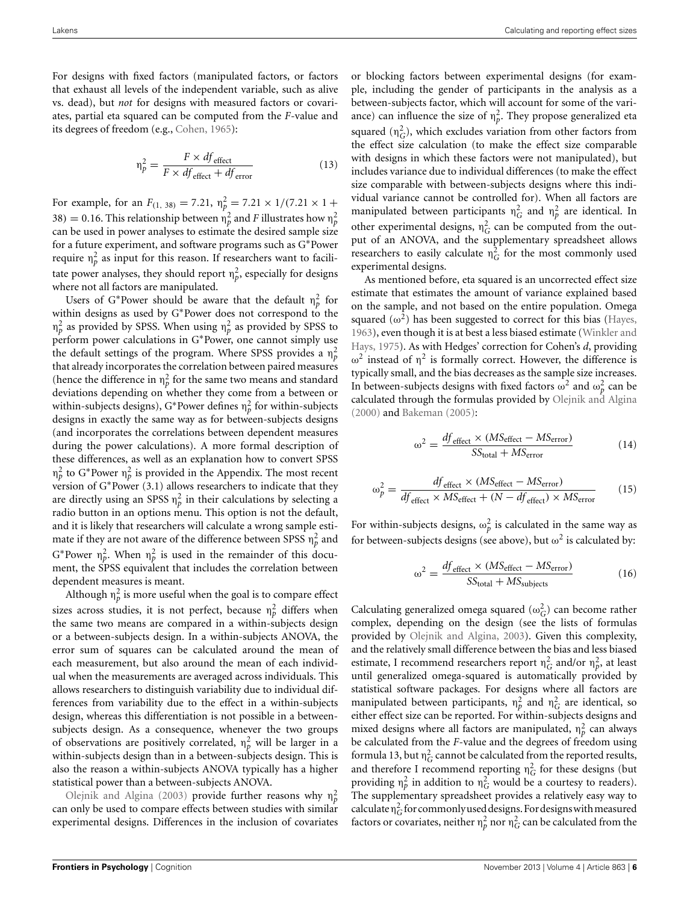For designs with fixed factors (manipulated factors, or factors that exhaust all levels of the independent variable, such as alive vs. dead), but *not* for designs with measured factors or covariates, partial eta squared can be computed from the *F*-value and its degrees of freedom (e.g., Cohen, 1965):

$$\eta_p^2 = \frac{F \times df_{\text{effect}}}{F \times df_{\text{effect}} + df_{\text{error}}} \tag{13}$$

For example, for an $F_{(1,\ 38)} = 7.21$, $\eta_p^2 = 7.21 \times 1/(7.21 \times 1 + 38) = 0.16$. This relationship between $\eta_p^2$ and *F* illustrates how $\eta_p^2$ can be used in power analyses to estimate the desired sample size for a future experiment, and software programs such as G*Power require $\eta_p^2$ as input for this reason. If researchers want to facilitate power analyses, they should report $\eta_p^2$, especially for designs where not all factors are manipulated.

Users of G*Power should be aware that the default $\eta_p^2$ for within designs as used by G*Power does not correspond to the $\eta_p^2$ as provided by SPSS. When using $\eta_p^2$ as provided by SPSS to perform power calculations in G*Power, one cannot simply use the default settings of the program. Where SPSS provides a $\eta_p^2$ that already incorporates the correlation between paired measures (hence the difference in $\eta_p^2$ for the same two means and standard deviations depending on whether they come from a between or within-subjects designs), G*Power defines $\eta_p^2$ for within-subjects designs in exactly the same way as for between-subjects designs (and incorporates the correlations between dependent measures during the power calculations). A more formal description of these differences, as well as an explanation how to convert SPSS $\eta_p^2$ to G*Power $\eta_p^2$ is provided in the Appendix. The most recent version of G*Power (3.1) allows researchers to indicate that they are directly using an SPSS $\eta_p^2$ in their calculations by selecting a radio button in an options menu. This option is not the default, and it is likely that researchers will calculate a wrong sample estimate if they are not aware of the difference between SPSS $\eta_p^2$ and G*Power $\eta_p^2$. When $\eta_p^2$ is used in the remainder of this document, the SPSS equivalent that includes the correlation between dependent measures is meant.

Although $\eta_p^2$ is more useful when the goal is to compare effect sizes across studies, it is not perfect, because $\eta_p^2$ differs when the same two means are compared in a within-subjects design or a between-subjects design. In a within-subjects ANOVA, the error sum of squares can be calculated around the mean of each measurement, but also around the mean of each individual when the measurements are averaged across individuals. This allows researchers to distinguish variability due to individual differences from variability due to the effect in a within-subjects design, whereas this differentiation is not possible in a between-subjects design. As a consequence, whenever the two groups of observations are positively correlated, $\eta_p^2$ will be larger in a within-subjects design than in a between-subjects design. This is also the reason a within-subjects ANOVA typically has a higher statistical power than a between-subjects ANOVA.

Olejnik and Algina (2003) provide further reasons why $\eta_p^2$ can only be used to compare effects between studies with similar experimental designs. Differences in the inclusion of covariates or blocking factors between experimental designs (for example, including the gender of participants in the analysis as a between-subjects factor, which will account for some of the variance) can influence the size of $\eta_p^2$. They propose generalized eta squared ($\eta_G^2$), which excludes variation from other factors from the effect size calculation (to make the effect size comparable with designs in which these factors were not manipulated), but includes variance due to individual differences (to make the effect size comparable with between-subjects designs where this individual variance cannot be controlled for). When all factors are manipulated between participants $\eta_G^2$ and $\eta_p^2$ are identical. In other experimental designs, $\eta_G^2$ can be computed from the output of an ANOVA, and the supplementary spreadsheet allows researchers to easily calculate $\eta_G^2$ for the most commonly used experimental designs.

As mentioned before, eta squared is an uncorrected effect size estimate that estimates the amount of variance explained based on the sample, and not based on the entire population. Omega squared ($\omega^2$) has been suggested to correct for this bias (Hayes, 1963), even though it is at best a less biased estimate (Winkler and Hays, 1975). As with Hedges' correction for Cohen's *d*, providing $\omega^2$ instead of $\eta^2$ is formally correct. However, the difference is typically small, and the bias decreases as the sample size increases. In between-subjects designs with fixed factors $\omega^2$ and $\omega_p^2$ can be calculated through the formulas provided by Olejnik and Algina (2000) and Bakeman (2005):

$$\omega^2 = \frac{df_{\text{effect}} \times (MS_{\text{effect}} - MS_{\text{error}})}{SS_{\text{total}} + MS_{\text{error}}} \tag{14}$$

$$\omega_p^2 = \frac{df_{\text{effect}} \times (MS_{\text{effect}} - MS_{\text{error}})}{df_{\text{effect}} \times MS_{\text{effect}} + (N - df_{\text{effect}}) \times MS_{\text{error}}} \tag{15}$$

For within-subjects designs, $\omega_p^2$ is calculated in the same way as for between-subjects designs (see above), but $\omega^2$ is calculated by:

$$\omega^2 = \frac{df_{\text{effect}} \times (MS_{\text{effect}} - MS_{\text{error}})}{SS_{\text{total}} + MS_{\text{subjects}}} \tag{16}$$

Calculating generalized omega squared ($\omega_G^2$) can become rather complex, depending on the design (see the lists of formulas provided by Olejnik and Algina, 2003). Given this complexity, and the relatively small difference between the bias and less biased estimate, I recommend researchers report $\eta_G^2$ and/or $\eta_p^2$, at least until generalized omega-squared is automatically provided by statistical software packages. For designs where all factors are manipulated between participants, $\eta_p^2$ and $\eta_G^2$ are identical, so either effect size can be reported. For within-subjects designs and mixed designs where all factors are manipulated, $\eta_p^2$ can always be calculated from the *F*-value and the degrees of freedom using formula 13, but $\eta_G^2$ cannot be calculated from the reported results, and therefore I recommend reporting $\eta_G^2$ for these designs (but providing $\eta_p^2$ in addition to $\eta_G^2$ would be a courtesy to readers). The supplementary spreadsheet provides a relatively easy way to calculate $\eta_G^2$ for commonly used designs. For designs with measured factors or covariates, neither $\eta_p^2$ nor $\eta_G^2$ can be calculated from the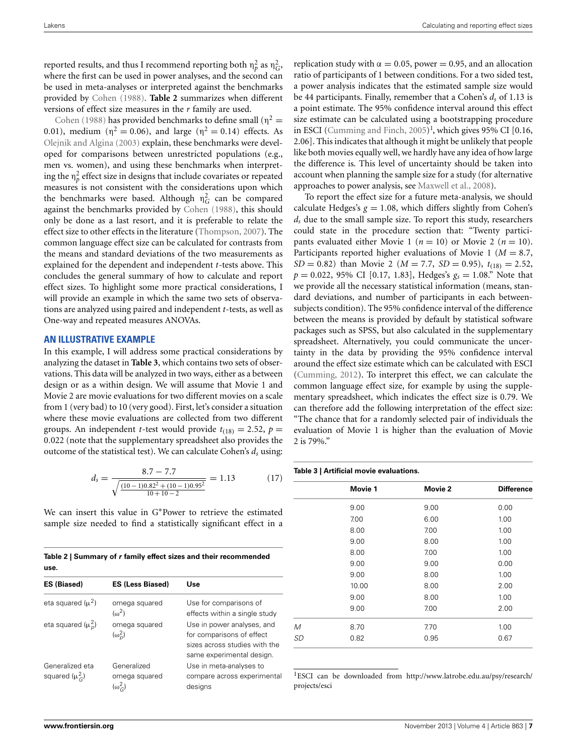reported results, and thus I recommend reporting both $\eta_p^2$ as $\eta_G^2$, where the first can be used in power analyses, and the second can be used in meta-analyses or interpreted against the benchmarks provided by Cohen (1988). **Table 2** summarizes when different versions of effect size measures in the *r* family are used.

Cohen (1988) has provided benchmarks to define small ($\eta^2 = 0.01$), medium ($\eta^2 = 0.06$), and large ($\eta^2 = 0.14$) effects. As Olejnik and Algina (2003) explain, these benchmarks were developed for comparisons between unrestricted populations (e.g., men vs. women), and using these benchmarks when interpreting the $\eta_p^2$ effect size in designs that include covariates or repeated measures is not consistent with the considerations upon which the benchmarks were based. Although $\eta_G^2$ can be compared against the benchmarks provided by Cohen (1988), this should only be done as a last resort, and it is preferable to relate the effect size to other effects in the literature (Thompson, 2007). The common language effect size can be calculated for contrasts from the means and standard deviations of the two measurements as explained for the dependent and independent *t*-tests above. This concludes the general summary of how to calculate and report effect sizes. To highlight some more practical considerations, I will provide an example in which the same two sets of observations are analyzed using paired and independent *t*-tests, as well as One-way and repeated measures ANOVAs.

## AN ILLUSTRATIVE EXAMPLE

In this example, I will address some practical considerations by analyzing the dataset in **Table 3**, which contains two sets of observations. This data will be analyzed in two ways, either as a between design or as a within design. We will assume that Movie 1 and Movie 2 are movie evaluations for two different movies on a scale from 1 (very bad) to 10 (very good). First, let's consider a situation where these movie evaluations are collected from two different groups. An independent *t*-test would provide $t_{(18)} = 2.52$, $p = 0.022$ (note that the supplementary spreadsheet also provides the outcome of the statistical test). We can calculate Cohen's $d_s$ using:

$$d_s = \frac{8.7 - 7.7}{\sqrt{\frac{(10-1)0.82^2 + (10-1)0.95^2}{10+10-2}}} = 1.13 \quad (17)$$

We can insert this value in G*Power to retrieve the estimated sample size needed to find a statistically significant effect in a replication study with $\alpha = 0.05$, power $= 0.95$, and an allocation ratio of participants of 1 between conditions. For a two sided test, a power analysis indicates that the estimated sample size would be 44 participants. Finally, remember that a Cohen's $d_s$ of 1.13 is a point estimate. The 95% confidence interval around this effect size estimate can be calculated using a bootstrapping procedure in ESCI (Cumming and Finch, 2005)[1], which gives 95% CI [0.16, 2.06]. This indicates that although it might be unlikely that people like both movies equally well, we hardly have any idea of how large the difference is. This level of uncertainty should be taken into account when planning the sample size for a study (for alternative approaches to power analysis, see Maxwell et al., 2008).

To report the effect size for a future meta-analysis, we should calculate Hedges's $g = 1.08$, which differs slightly from Cohen's $d_s$ due to the small sample size. To report this study, researchers could state in the procedure section that: "Twenty participants evaluated either Movie 1 ($n = 10$) or Movie 2 ($n = 10$). Participants reported higher evaluations of Movie 1 ($M = 8.7$, $SD = 0.82$) than Movie 2 ($M = 7.7$, $SD = 0.95$), $t_{(18)} = 2.52$, $p = 0.022$, 95% CI [0.17, 1.83], Hedges's $g_s = 1.08$." Note that we provide all the necessary statistical information (means, standard deviations, and number of participants in each between-subjects condition). The 95% confidence interval of the difference between the means is provided by default by statistical software packages such as SPSS, but also calculated in the supplementary spreadsheet. Alternatively, you could communicate the uncertainty in the data by providing the 95% confidence interval around the effect size estimate which can be calculated with ESCI (Cumming, 2012). To interpret this effect, we can calculate the common language effect size, for example by using the supplementary spreadsheet, which indicates the effect size is 0.79. We can therefore add the following interpretation of the effect size: "The chance that for a randomly selected pair of individuals the evaluation of Movie 1 is higher than the evaluation of Movie 2 is 79%."

**Table 2 | Summary of *r* family effect sizes and their recommended use.**

| ES (Biased) | ES (Less Biased) | Use |
|---|---|---|
| eta squared ($\mu^2$) | omega squared ($\omega^2$) | Use for comparisons of effects within a single study |
| eta squared ($\mu_p^2$) | omega squared ($\omega_p^2$) | Use in power analyses, and for comparisons of effect sizes across studies with the same experimental design. |
| Generalized eta squared ($\mu_G^2$) | Generalized omega squared ($\omega_G^2$) | Use in meta-analyses to compare across experimental designs |

**Table 3 | Artificial movie evaluations.**

| | Movie 1 | Movie 2 | Difference |
|---|---|---|---|
| | 9.00 | 9.00 | 0.00 |
| | 7.00 | 6.00 | 1.00 |
| | 8.00 | 7.00 | 1.00 |
| | 9.00 | 8.00 | 1.00 |
| | 8.00 | 7.00 | 1.00 |
| | 9.00 | 9.00 | 0.00 |
| | 9.00 | 8.00 | 1.00 |
| | 10.00 | 8.00 | 2.00 |
| | 9.00 | 8.00 | 1.00 |
| | 9.00 | 7.00 | 2.00 |
| *M* | 8.70 | 7.70 | 1.00 |
| *SD* | 0.82 | 0.95 | 0.67 |

[1] ESCI can be downloaded from http://www.latrobe.edu.au/psy/research/projects/esci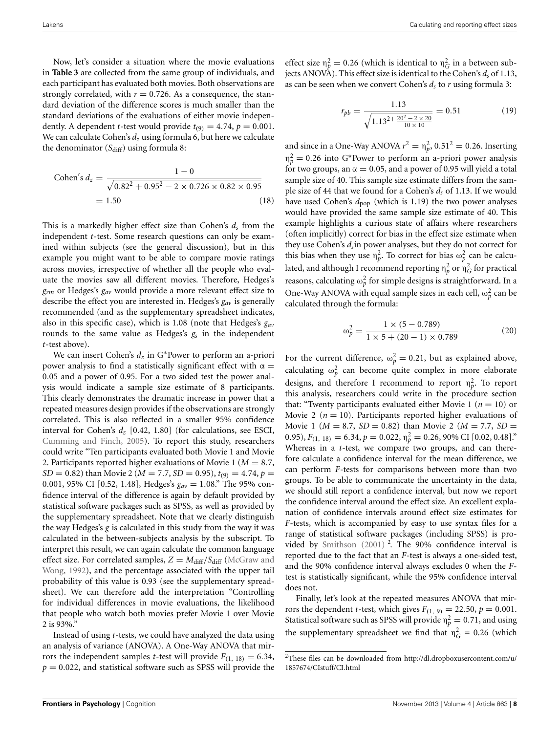Now, let's consider a situation where the movie evaluations in **Table 3** are collected from the same group of individuals, and each participant has evaluated both movies. Both observations are strongly correlated, with $r = 0.726$. As a consequence, the standard deviation of the difference scores is much smaller than the standard deviations of the evaluations of either movie independently. A dependent $t$-test would provide $t_{(9)} = 4.74$, $p = 0.001$. We can calculate Cohen's $d_z$ using formula 6, but here we calculate the denominator ($S_{\text{diff}}$) using formula 8:

$$\text{Cohen's } d_z = \frac{1 - 0}{\sqrt{0.82^2 + 0.95^2 - 2 \times 0.726 \times 0.82 \times 0.95}} = 1.50 \tag{18}$$

This is a markedly higher effect size than Cohen's $d_s$ from the independent $t$-test. Some research questions can only be examined within subjects (see the general discussion), but in this example you might want to be able to compare movie ratings across movies, irrespective of whether all the people who evaluate the movies saw all different movies. Therefore, Hedges's $g_{rm}$ or Hedges's $g_{av}$ would provide a more relevant effect size to describe the effect you are interested in. Hedges's $g_{av}$ is generally recommended (and as the supplementary spreadsheet indicates, also in this specific case), which is 1.08 (note that Hedges's $g_{av}$ rounds to the same value as Hedges's $g_s$ in the independent $t$-test above).

We can insert Cohen's $d_z$ in G*Power to perform an a-priori power analysis to find a statistically significant effect with $\alpha = 0.05$ and a power of 0.95. For a two sided test the power analysis would indicate a sample size estimate of 8 participants. This clearly demonstrates the dramatic increase in power that a repeated measures design provides if the observations are strongly correlated. This is also reflected in a smaller 95% confidence interval for Cohen's $d_z$ [0.42, 1.80] (for calculations, see ESCI, Cumming and Finch, 2005). To report this study, researchers could write "Ten participants evaluated both Movie 1 and Movie 2. Participants reported higher evaluations of Movie 1 ($M = 8.7$, $SD = 0.82$) than Movie 2 ($M = 7.7$, $SD = 0.95$), $t_{(9)} = 4.74$, $p = 0.001$, 95% CI [0.52, 1.48], Hedges's $g_{av} = 1.08$." The 95% confidence interval of the difference is again by default provided by statistical software packages such as SPSS, as well as provided by the supplementary spreadsheet. Note that we clearly distinguish the way Hedges's $g$ is calculated in this study from the way it was calculated in the between-subjects analysis by the subscript. To interpret this result, we can again calculate the common language effect size. For correlated samples, $Z = M_{\text{diff}}/S_{\text{diff}}$ (McGraw and Wong, 1992), and the percentage associated with the upper tail probability of this value is 0.93 (see the supplementary spreadsheet). We can therefore add the interpretation "Controlling for individual differences in movie evaluations, the likelihood that people who watch both movies prefer Movie 1 over Movie 2 is 93%."

Instead of using $t$-tests, we could have analyzed the data using an analysis of variance (ANOVA). A One-Way ANOVA that mirrors the independent samples $t$-test will provide $F_{(1, 18)} = 6.34$, $p = 0.022$, and statistical software such as SPSS will provide the effect size $\eta_p^2 = 0.26$ (which is identical to $\eta_G^2$ in a between subjects ANOVA). This effect size is identical to the Cohen's $d_s$ of 1.13, as can be seen when we convert Cohen's $d_s$ to $r$ using formula 3:

$$r_{pb} = \frac{1.13}{\sqrt{1.13^{2+\frac{20^2 - 2 \times 20}{10 \times 10}}}} = 0.51 \tag{19}$$

and since in a One-Way ANOVA $r^2 = \eta_p^2$, $0.51^2 = 0.26$. Inserting $\eta_p^2 = 0.26$ into G*Power to perform an a-priori power analysis for two groups, an $\alpha = 0.05$, and a power of 0.95 will yield a total sample size of 40. This sample size estimate differs from the sample size of 44 that we found for a Cohen's $d_s$ of 1.13. If we would have used Cohen's $d_{\text{pop}}$ (which is 1.19) the two power analyses would have provided the same sample size estimate of 40. This example highlights a curious state of affairs where researchers (often implicitly) correct for bias in the effect size estimate when they use Cohen's $d_s$ in power analyses, but they do not correct for this bias when they use $\eta_p^2$. To correct for bias $\omega_p^2$ can be calculated, and although I recommend reporting $\eta_p^2$ or $\eta_G^2$ for practical reasons, calculating $\omega_p^2$ for simple designs is straightforward. In a One-Way ANOVA with equal sample sizes in each cell, $\omega_p^2$ can be calculated through the formula:

$$\omega_p^2 = \frac{1 \times (5 - 0.789)}{1 \times 5 + (20 - 1) \times 0.789} \tag{20}$$

For the current difference, $\omega_p^2 = 0.21$, but as explained above, calculating $\omega_p^2$ can become quite complex in more elaborate designs, and therefore I recommend to report $\eta_p^2$. To report this analysis, researchers could write in the procedure section that: "Twenty participants evaluated either Movie 1 ($n = 10$) or Movie 2 ($n = 10$). Participants reported higher evaluations of Movie 1 ($M = 8.7$, $SD = 0.82$) than Movie 2 ($M = 7.7$, $SD = 0.95$), $F_{(1, 18)} = 6.34$, $p = 0.022$, $\eta_p^2 = 0.26$, 90% CI [0.02, 0.48]." Whereas in a $t$-test, we compare two groups, and can therefore calculate a confidence interval for the mean difference, we can perform $F$-tests for comparisons between more than two groups. To be able to communicate the uncertainty in the data, we should still report a confidence interval, but now we report the confidence interval around the effect size. An excellent explanation of confidence intervals around effect size estimates for $F$-tests, which is accompanied by easy to use syntax files for a range of statistical software packages (including SPSS) is provided by Smithson (2001) [2]. The 90% confidence interval is reported due to the fact that an $F$-test is always a one-sided test, and the 90% confidence interval always excludes 0 when the $F$-test is statistically significant, while the 95% confidence interval does not.

Finally, let's look at the repeated measures ANOVA that mirrors the dependent $t$-test, which gives $F_{(1, 9)} = 22.50$, $p = 0.001$. Statistical software such as SPSS will provide $\eta_p^2 = 0.71$, and using the supplementary spreadsheet we find that $\eta_G^2 = 0.26$ (which

[2] These files can be downloaded from http://dl.dropboxusercontent.com/u/1857674/CIstuff/CI.html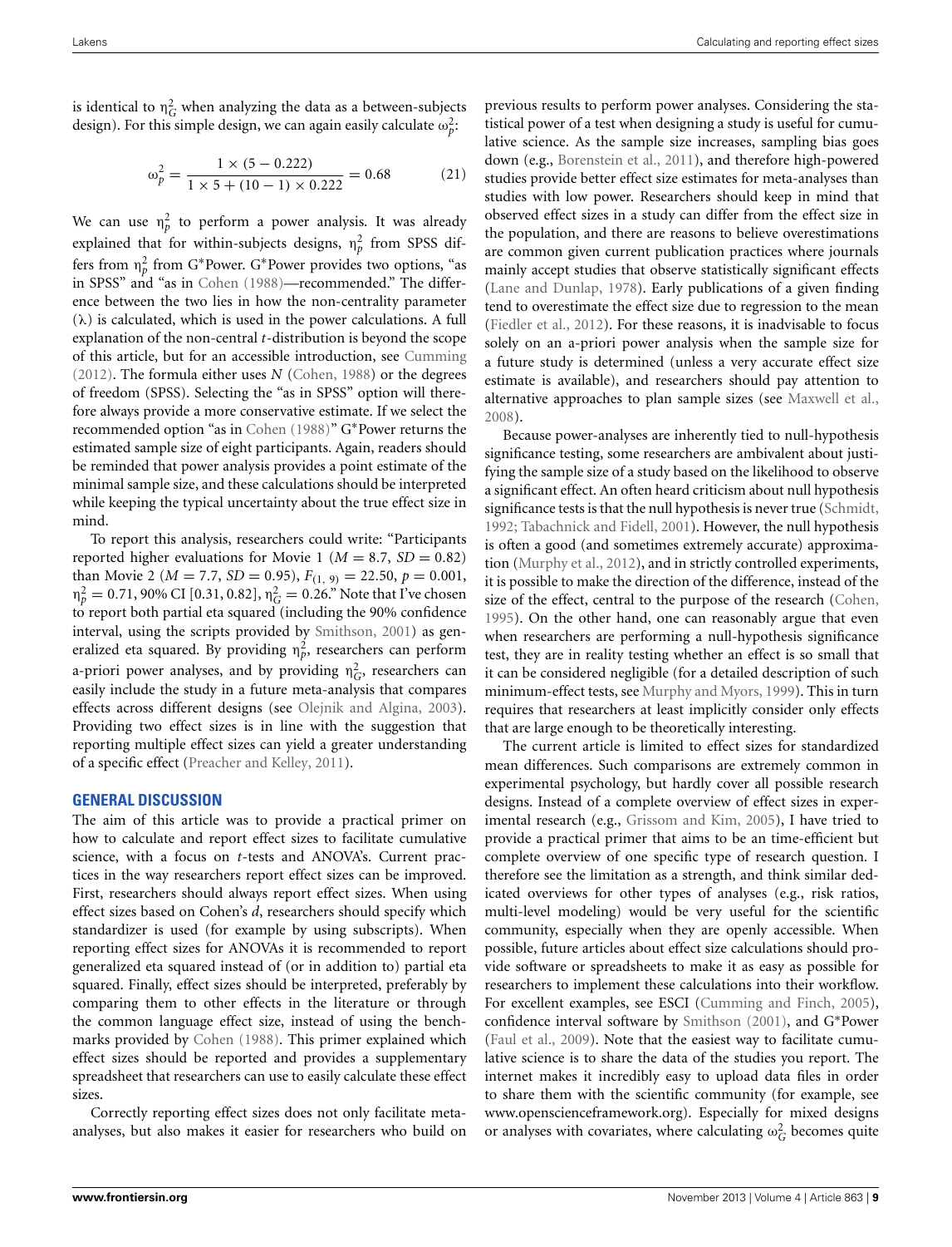is identical to $\eta_G^2$ when analyzing the data as a between-subjects design). For this simple design, we can again easily calculate $\omega_p^2$:

$$\omega_p^2 = \frac{1 \times (5 - 0.222)}{1 \times 5 + (10 - 1) \times 0.222} = 0.68 \tag{21}$$

We can use $\eta_p^2$ to perform a power analysis. It was already explained that for within-subjects designs, $\eta_p^2$ from SPSS differs from $\eta_p^2$ from G*Power. G*Power provides two options, "as in SPSS" and "as in Cohen (1988)—recommended." The difference between the two lies in how the non-centrality parameter ($\lambda$) is calculated, which is used in the power calculations. A full explanation of the non-central *t*-distribution is beyond the scope of this article, but for an accessible introduction, see Cumming (2012). The formula either uses *N* (Cohen, 1988) or the degrees of freedom (SPSS). Selecting the "as in SPSS" option will therefore always provide a more conservative estimate. If we select the recommended option "as in Cohen (1988)" G*Power returns the estimated sample size of eight participants. Again, readers should be reminded that power analysis provides a point estimate of the minimal sample size, and these calculations should be interpreted while keeping the typical uncertainty about the true effect size in mind.

To report this analysis, researchers could write: "Participants reported higher evaluations for Movie 1 ($M = 8.7$, $SD = 0.82$) than Movie 2 ($M = 7.7$, $SD = 0.95$), $F_{(1, 9)} = 22.50$, $p = 0.001$, $\eta_p^2 = 0.71$, 90% CI [0.31, 0.82], $\eta_G^2 = 0.26$." Note that I've chosen to report both partial eta squared (including the 90% confidence interval, using the scripts provided by Smithson, 2001) as generalized eta squared. By providing $\eta_p^2$, researchers can perform a-priori power analyses, and by providing $\eta_G^2$, researchers can easily include the study in a future meta-analysis that compares effects across different designs (see Olejnik and Algina, 2003). Providing two effect sizes is in line with the suggestion that reporting multiple effect sizes can yield a greater understanding of a specific effect (Preacher and Kelley, 2011).

## GENERAL DISCUSSION

The aim of this article was to provide a practical primer on how to calculate and report effect sizes to facilitate cumulative science, with a focus on *t*-tests and ANOVA's. Current practices in the way researchers report effect sizes can be improved. First, researchers should always report effect sizes. When using effect sizes based on Cohen's *d*, researchers should specify which standardizer is used (for example by using subscripts). When reporting effect sizes for ANOVAs it is recommended to report generalized eta squared instead of (or in addition to) partial eta squared. Finally, effect sizes should be interpreted, preferably by comparing them to other effects in the literature or through the common language effect size, instead of using the benchmarks provided by Cohen (1988). This primer explained which effect sizes should be reported and provides a supplementary spreadsheet that researchers can use to easily calculate these effect sizes.

Correctly reporting effect sizes does not only facilitate meta-analyses, but also makes it easier for researchers who build on previous results to perform power analyses. Considering the statistical power of a test when designing a study is useful for cumulative science. As the sample size increases, sampling bias goes down (e.g., Borenstein et al., 2011), and therefore high-powered studies provide better effect size estimates for meta-analyses than studies with low power. Researchers should keep in mind that observed effect sizes in a study can differ from the effect size in the population, and there are reasons to believe overestimations are common given current publication practices where journals mainly accept studies that observe statistically significant effects (Lane and Dunlap, 1978). Early publications of a given finding tend to overestimate the effect size due to regression to the mean (Fiedler et al., 2012). For these reasons, it is inadvisable to focus solely on an a-priori power analysis when the sample size for a future study is determined (unless a very accurate effect size estimate is available), and researchers should pay attention to alternative approaches to plan sample sizes (see Maxwell et al., 2008).

Because power-analyses are inherently tied to null-hypothesis significance testing, some researchers are ambivalent about justifying the sample size of a study based on the likelihood to observe a significant effect. An often heard criticism about null hypothesis significance tests is that the null hypothesis is never true (Schmidt, 1992; Tabachnick and Fidell, 2001). However, the null hypothesis is often a good (and sometimes extremely accurate) approximation (Murphy et al., 2012), and in strictly controlled experiments, it is possible to make the direction of the difference, instead of the size of the effect, central to the purpose of the research (Cohen, 1995). On the other hand, one can reasonably argue that even when researchers are performing a null-hypothesis significance test, they are in reality testing whether an effect is so small that it can be considered negligible (for a detailed description of such minimum-effect tests, see Murphy and Myors, 1999). This in turn requires that researchers at least implicitly consider only effects that are large enough to be theoretically interesting.

The current article is limited to effect sizes for standardized mean differences. Such comparisons are extremely common in experimental psychology, but hardly cover all possible research designs. Instead of a complete overview of effect sizes in experimental research (e.g., Grissom and Kim, 2005), I have tried to provide a practical primer that aims to be an time-efficient but complete overview of one specific type of research question. I therefore see the limitation as a strength, and think similar dedicated overviews for other types of analyses (e.g., risk ratios, multi-level modeling) would be very useful for the scientific community, especially when they are openly accessible. When possible, future articles about effect size calculations should provide software or spreadsheets to make it as easy as possible for researchers to implement these calculations into their workflow. For excellent examples, see ESCI (Cumming and Finch, 2005), confidence interval software by Smithson (2001), and G*Power (Faul et al., 2009). Note that the easiest way to facilitate cumulative science is to share the data of the studies you report. The internet makes it incredibly easy to upload data files in order to share them with the scientific community (for example, see www.opensciencefranework.org). Especially for mixed designs or analyses with covariates, where calculating $\omega_G^2$ becomes quite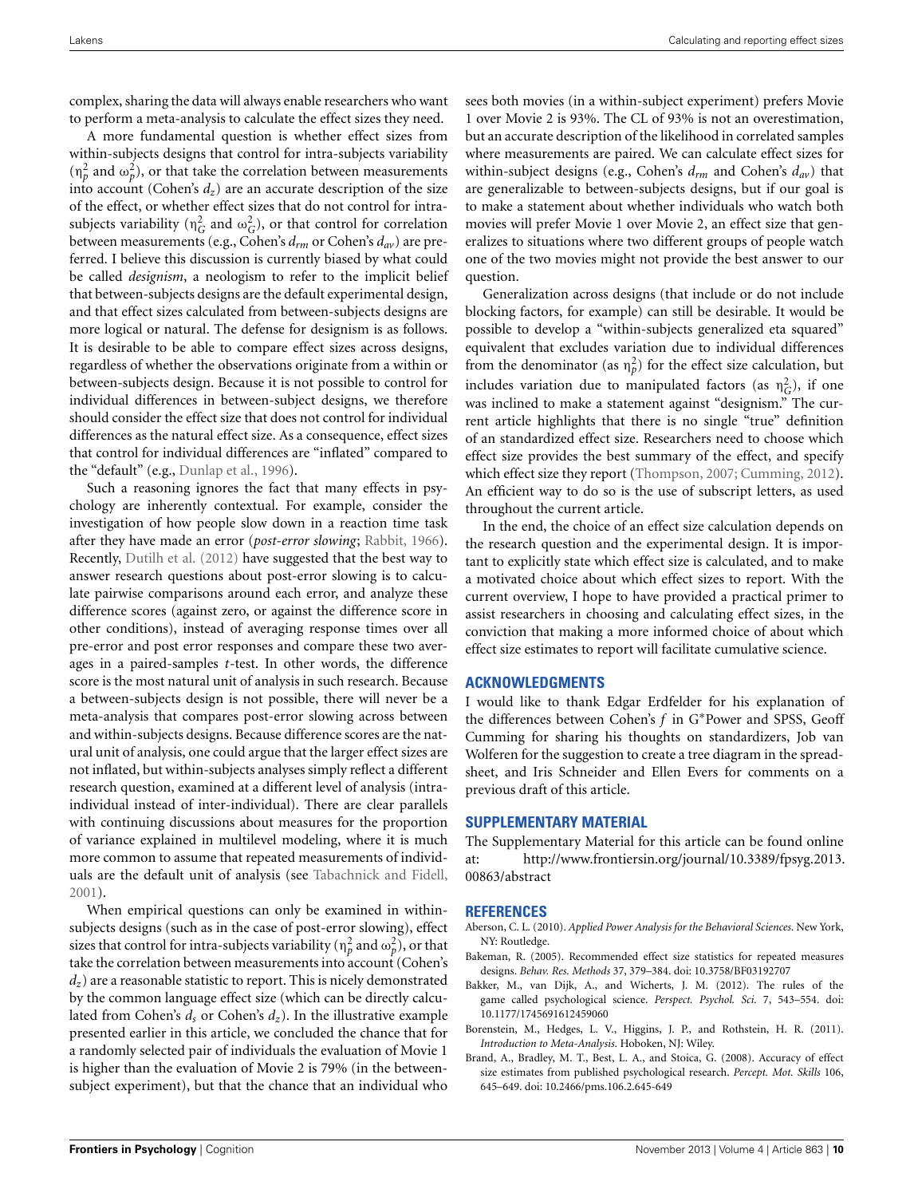complex, sharing the data will always enable researchers who want to perform a meta-analysis to calculate the effect sizes they need.

A more fundamental question is whether effect sizes from within-subjects designs that control for intra-subjects variability ($\eta_p^2$ and $\omega_p^2$), or that take the correlation between measurements into account (Cohen's $d_z$) are an accurate description of the size of the effect, or whether effect sizes that do not control for intra-subjects variability ($\eta_G^2$ and $\omega_G^2$), or that control for correlation between measurements (e.g., Cohen's $d_{rm}$ or Cohen's $d_{av}$) are preferred. I believe this discussion is currently biased by what could be called *designism*, a neologism to refer to the implicit belief that between-subjects designs are the default experimental design, and that effect sizes calculated from between-subjects designs are more logical or natural. The defense for designism is as follows. It is desirable to be able to compare effect sizes across designs, regardless of whether the observations originate from a within or between-subjects design. Because it is not possible to control for individual differences in between-subject designs, we therefore should consider the effect size that does not control for individual differences as the natural effect size. As a consequence, effect sizes that control for individual differences are "inflated" compared to the "default" (e.g., Dunlap et al., 1996).

Such a reasoning ignores the fact that many effects in psychology are inherently contextual. For example, consider the investigation of how people slow down in a reaction time task after they have made an error (*post-error slowing*; Rabbit, 1966). Recently, Dutilh et al. (2012) have suggested that the best way to answer research questions about post-error slowing is to calculate pairwise comparisons around each error, and analyze these difference scores (against zero, or against the difference score in other conditions), instead of averaging response times over all pre-error and post error responses and compare these two averages in a paired-samples *t*-test. In other words, the difference score is the most natural unit of analysis in such research. Because a between-subjects design is not possible, there will never be a meta-analysis that compares post-error slowing across between and within-subjects designs. Because difference scores are the natural unit of analysis, one could argue that the larger effect sizes are not inflated, but within-subjects analyses simply reflect a different research question, examined at a different level of analysis (intra-individual instead of inter-individual). There are clear parallels with continuing discussions about measures for the proportion of variance explained in multilevel modeling, where it is much more common to assume that repeated measurements of individuals are the default unit of analysis (see Tabachnick and Fidell, 2001).

When empirical questions can only be examined in within-subjects designs (such as in the case of post-error slowing), effect sizes that control for intra-subjects variability ($\eta_p^2$ and $\omega_p^2$), or that take the correlation between measurements into account (Cohen's $d_z$) are a reasonable statistic to report. This is nicely demonstrated by the common language effect size (which can be directly calculated from Cohen's $d_s$ or Cohen's $d_z$). In the illustrative example presented earlier in this article, we concluded the chance that for a randomly selected pair of individuals the evaluation of Movie 1 is higher than the evaluation of Movie 2 is 79% (in the between-subject experiment), but that the chance that an individual who sees both movies (in a within-subject experiment) prefers Movie 1 over Movie 2 is 93%. The CL of 93% is not an overestimation, but an accurate description of the likelihood in correlated samples where measurements are paired. We can calculate effect sizes for within-subject designs (e.g., Cohen's $d_{rm}$ and Cohen's $d_{av}$) that are generalizable to between-subjects designs, but if our goal is to make a statement about whether individuals who watch both movies will prefer Movie 1 over Movie 2, an effect size that generalizes to situations where two different groups of people watch one of the two movies might not provide the best answer to our question.

Generalization across designs (that include or do not include blocking factors, for example) can still be desirable. It would be possible to develop a "within-subjects generalized eta squared" equivalent that excludes variation due to individual differences from the denominator (as $\eta_p^2$) for the effect size calculation, but includes variation due to manipulated factors (as $\eta_G^2$), if one was inclined to make a statement against "designism." The current article highlights that there is no single "true" definition of an standardized effect size. Researchers need to choose which effect size provides the best summary of the effect, and specify which effect size they report (Thompson, 2007; Cumming, 2012). An efficient way to do so is the use of subscript letters, as used throughout the current article.

In the end, the choice of an effect size calculation depends on the research question and the experimental design. It is important to explicitly state which effect size is calculated, and to make a motivated choice about which effect sizes to report. With the current overview, I hope to have provided a practical primer to assist researchers in choosing and calculating effect sizes, in the conviction that making a more informed choice of about which effect size estimates to report will facilitate cumulative science.

## ACKNOWLEDGMENTS

I would like to thank Edgar Erdfelder for his explanation of the differences between Cohen's *f* in G*Power and SPSS, Geoff Cumming for sharing his thoughts on standardizers, Job van Wolferen for the suggestion to create a tree diagram in the spreadsheet, and Iris Schneider and Ellen Evers for comments on a previous draft of this article.

## SUPPLEMENTARY MATERIAL

The Supplementary Material for this article can be found online at: http://www.frontiersin.org/journal/10.3389/fpsyg.2013.00863/abstract

## REFERENCES

Aberson, C. L. (2010). *Applied Power Analysis for the Behavioral Sciences*. New York, NY: Routledge.

Bakeman, R. (2005). Recommended effect size statistics for repeated measures designs. *Behav. Res. Methods* 37, 379–384. doi: 10.3758/BF03192707

Bakker, M., van Dijk, A., and Wicherts, J. M. (2012). The rules of the game called psychological science. *Perspect. Psychol. Sci.* 7, 543–554. doi: 10.1177/1745691612459060

Borenstein, M., Hedges, L. V., Higgins, J. P., and Rothstein, H. R. (2011). *Introduction to Meta-Analysis*. Hoboken, NJ: Wiley.

Brand, A., Bradley, M. T., Best, L. A., and Stoica, G. (2008). Accuracy of effect size estimates from published psychological research. *Percept. Mot. Skills* 106, 645–649. doi: 10.2466/pms.106.2.645-649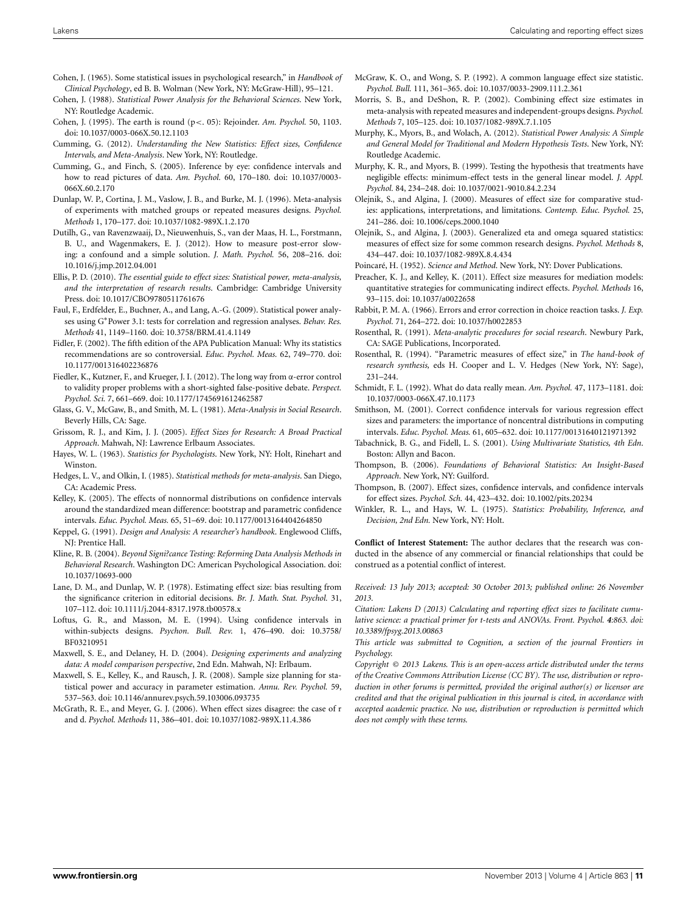Cohen, J. (1965). Some statistical issues in psychological research," in *Handbook of Clinical Psychology*, ed B. B. Wolman (New York, NY: McGraw-Hill), 95–121.

Cohen, J. (1988). *Statistical Power Analysis for the Behavioral Sciences*. New York, NY: Routledge Academic.

Cohen, J. (1995). The earth is round (p<. 05): Rejoinder. *Am. Psychol.* 50, 1103. doi: 10.1037/0003-066X.50.12.1103

Cumming, G. (2012). *Understanding the New Statistics: Effect sizes, Confidence Intervals, and Meta-Analysis*. New York, NY: Routledge.

Cumming, G., and Finch, S. (2005). Inference by eye: confidence intervals and how to read pictures of data. *Am. Psychol.* 60, 170–180. doi: 10.1037/0003-066X.60.2.170

Dunlap, W. P., Cortina, J. M., Vaslow, J. B., and Burke, M. J. (1996). Meta-analysis of experiments with matched groups or repeated measures designs. *Psychol. Methods* 1, 170–177. doi: 10.1037/1082-989X.1.2.170

Dutilh, G., van Ravenzwaaij, D., Nieuwenhuis, S., van der Maas, H. L., Forstmann, B. U., and Wagenmakers, E. J. (2012). How to measure post-error slowing: a confound and a simple solution. *J. Math. Psychol.* 56, 208–216. doi: 10.1016/j.jmp.2012.04.001

Ellis, P. D. (2010). *The essential guide to effect sizes: Statistical power, meta-analysis, and the interpretation of research results*. Cambridge: Cambridge University Press. doi: 10.1017/CBO9780511761676

Faul, F., Erdfelder, E., Buchner, A., and Lang, A.-G. (2009). Statistical power analyses using G*Power 3.1: tests for correlation and regression analyses. *Behav. Res. Methods* 41, 1149–1160. doi: 10.3758/BRM.41.4.1149

Fidler, F. (2002). The fifth edition of the APA Publication Manual: Why its statistics recommendations are so controversial. *Educ. Psychol. Meas.* 62, 749–770. doi: 10.1177/001316402236876

Fiedler, K., Kutzner, F., and Krueger, J. I. (2012). The long way from α-error control to validity proper problems with a short-sighted false-positive debate. *Perspect. Psychol. Sci.* 7, 661–669. doi: 10.1177/1745691612462587

Glass, G. V., McGaw, B., and Smith, M. L. (1981). *Meta-Analysis in Social Research*. Beverly Hills, CA: Sage.

Grissom, R. J., and Kim, J. J. (2005). *Effect Sizes for Research: A Broad Practical Approach*. Mahwah, NJ: Lawrence Erlbaum Associates.

Hayes, W. L. (1963). *Statistics for Psychologists*. New York, NY: Holt, Rinehart and Winston.

Hedges, L. V., and Olkin, I. (1985). *Statistical methods for meta-analysis*. San Diego, CA: Academic Press.

Kelley, K. (2005). The effects of nonnormal distributions on confidence intervals around the standardized mean difference: bootstrap and parametric confidence intervals. *Educ. Psychol. Meas.* 65, 51–69. doi: 10.1177/0013164404264850

Keppel, G. (1991). *Design and Analysis: A researcher's handbook*. Englewood Cliffs, NJ: Prentice Hall.

Kline, R. B. (2004). *Beyond Signi?cance Testing: Reforming Data Analysis Methods in Behavioral Research*. Washington DC: American Psychological Association. doi: 10.1037/10693-000

Lane, D. M., and Dunlap, W. P. (1978). Estimating effect size: bias resulting from the significance criterion in editorial decisions. *Br. J. Math. Stat. Psychol.* 31, 107–112. doi: 10.1111/j.2044-8317.1978.tb00578.x

Loftus, G. R., and Masson, M. E. (1994). Using confidence intervals in within-subjects designs. *Psychon. Bull. Rev.* 1, 476–490. doi: 10.3758/BF03210951

Maxwell, S. E., and Delaney, H. D. (2004). *Designing experiments and analyzing data: A model comparison perspective*, 2nd Edn. Mahwah, NJ: Erlbaum.

Maxwell, S. E., Kelley, K., and Rausch, J. R. (2008). Sample size planning for statistical power and accuracy in parameter estimation. *Annu. Rev. Psychol.* 59, 537–563. doi: 10.1146/annurev.psych.59.103006.093735

McGrath, R. E., and Meyer, G. J. (2006). When effect sizes disagree: the case of r and d. *Psychol. Methods* 11, 386–401. doi: 10.1037/1082-989X.11.4.386

McGraw, K. O., and Wong, S. P. (1992). A common language effect size statistic. *Psychol. Bull.* 111, 361–365. doi: 10.1037/0033-2909.111.2.361

Morris, S. B., and DeShon, R. P. (2002). Combining effect size estimates in meta-analysis with repeated measures and independent-groups designs. *Psychol. Methods* 7, 105–125. doi: 10.1037/1082-989X.7.1.105

Murphy, K., Myors, B., and Wolach, A. (2012). *Statistical Power Analysis: A Simple and General Model for Traditional and Modern Hypothesis Tests*. New York, NY: Routledge Academic.

Murphy, K. R., and Myors, B. (1999). Testing the hypothesis that treatments have negligible effects: minimum-effect tests in the general linear model. *J. Appl. Psychol.* 84, 234–248. doi: 10.1037/0021-9010.84.2.234

Olejnik, S., and Algina, J. (2000). Measures of effect size for comparative studies: applications, interpretations, and limitations. *Contemp. Educ. Psychol.* 25, 241–286. doi: 10.1006/ceps.2000.1040

Olejnik, S., and Algina, J. (2003). Generalized eta and omega squared statistics: measures of effect size for some common research designs. *Psychol. Methods* 8, 434–447. doi: 10.1037/1082-989X.8.4.434

Poincaré, H. (1952). *Science and Method*. New York, NY: Dover Publications.

Preacher, K. J., and Kelley, K. (2011). Effect size measures for mediation models: quantitative strategies for communicating indirect effects. *Psychol. Methods* 16, 93–115. doi: 10.1037/a0022658

Rabbit, P. M. A. (1966). Errors and error correction in choice reaction tasks. *J. Exp. Psychol.* 71, 264–272. doi: 10.1037/h0022853

Rosenthal, R. (1991). *Meta-analytic procedures for social research*. Newbury Park, CA: SAGE Publications, Incorporated.

Rosenthal, R. (1994). "Parametric measures of effect size," in *The hand-book of research synthesis*, eds H. Cooper and L. V. Hedges (New York, NY: Sage), 231–244.

Schmidt, F. L. (1992). What do data really mean. *Am. Psychol.* 47, 1173–1181. doi: 10.1037/0003-066X.47.10.1173

Smithson, M. (2001). Correct confidence intervals for various regression effect sizes and parameters: the importance of noncentral distributions in computing intervals. *Educ. Psychol. Meas.* 61, 605–632. doi: 10.1177/00131640121971392

Tabachnick, B. G., and Fidell, L. S. (2001). *Using Multivariate Statistics, 4th Edn*. Boston: Allyn and Bacon.

Thompson, B. (2006). *Foundations of Behavioral Statistics: An Insight-Based Approach*. New York, NY: Guilford.

Thompson, B. (2007). Effect sizes, confidence intervals, and confidence intervals for effect sizes. *Psychol. Sch.* 44, 423–432. doi: 10.1002/pits.20234

Winkler, R. L., and Hays, W. L. (1975). *Statistics: Probability, Inference, and Decision, 2nd Edn*. New York, NY: Holt.

**Conflict of Interest Statement:** The author declares that the research was conducted in the absence of any commercial or financial relationships that could be construed as a potential conflict of interest.

*Received: 13 July 2013; accepted: 30 October 2013; published online: 26 November 2013.*

*Citation: Lakens D (2013) Calculating and reporting effect sizes to facilitate cumulative science: a practical primer for t-tests and ANOVAs. Front. Psychol. **4**:863. doi: 10.3389/fpsyg.2013.00863*

*This article was submitted to Cognition, a section of the journal Frontiers in Psychology.*

*Copyright © 2013 Lakens. This is an open-access article distributed under the terms of the Creative Commons Attribution License (CC BY). The use, distribution or reproduction in other forums is permitted, provided the original author(s) or licensor are credited and that the original publication in this journal is cited, in accordance with accepted academic practice. No use, distribution or reproduction is permitted which does not comply with these terms.*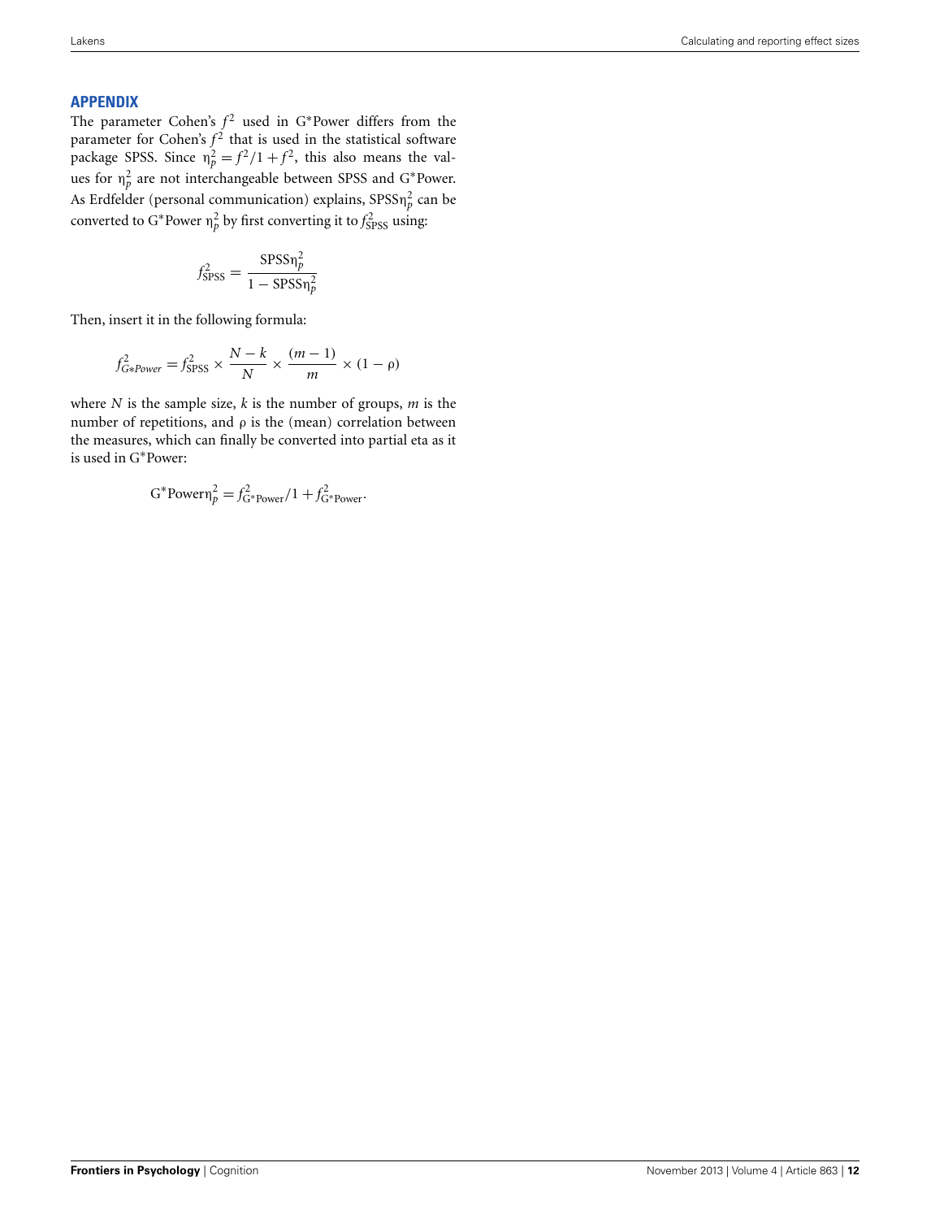## APPENDIX

The parameter Cohen's $f^2$ used in G*Power differs from the parameter for Cohen's $f^2$ that is used in the statistical software package SPSS. Since $\eta_p^2 = f^2/1 + f^2$, this also means the values for $\eta_p^2$ are not interchangeable between SPSS and G*Power. As Erdfelder (personal communication) explains, SPSS$\eta_p^2$ can be converted to G*Power $\eta_p^2$ by first converting it to $f_{\text{SPSS}}^2$ using:

$$f_{\text{SPSS}}^2 = \frac{\text{SPSS}\eta_p^2}{1 - \text{SPSS}\eta_p^2}$$

Then, insert it in the following formula:

$$f_{G*Power}^2 = f_{\text{SPSS}}^2 \times \frac{N - k}{N} \times \frac{(m-1)}{m} \times (1 - \rho)$$

where $N$ is the sample size, $k$ is the number of groups, $m$ is the number of repetitions, and $\rho$ is the (mean) correlation between the measures, which can finally be converted into partial eta as it is used in G*Power:

$$\text{G*Power}\eta_p^2 = f_{\text{G*Power}}^2/1 + f_{\text{G*Power}}^2.$$